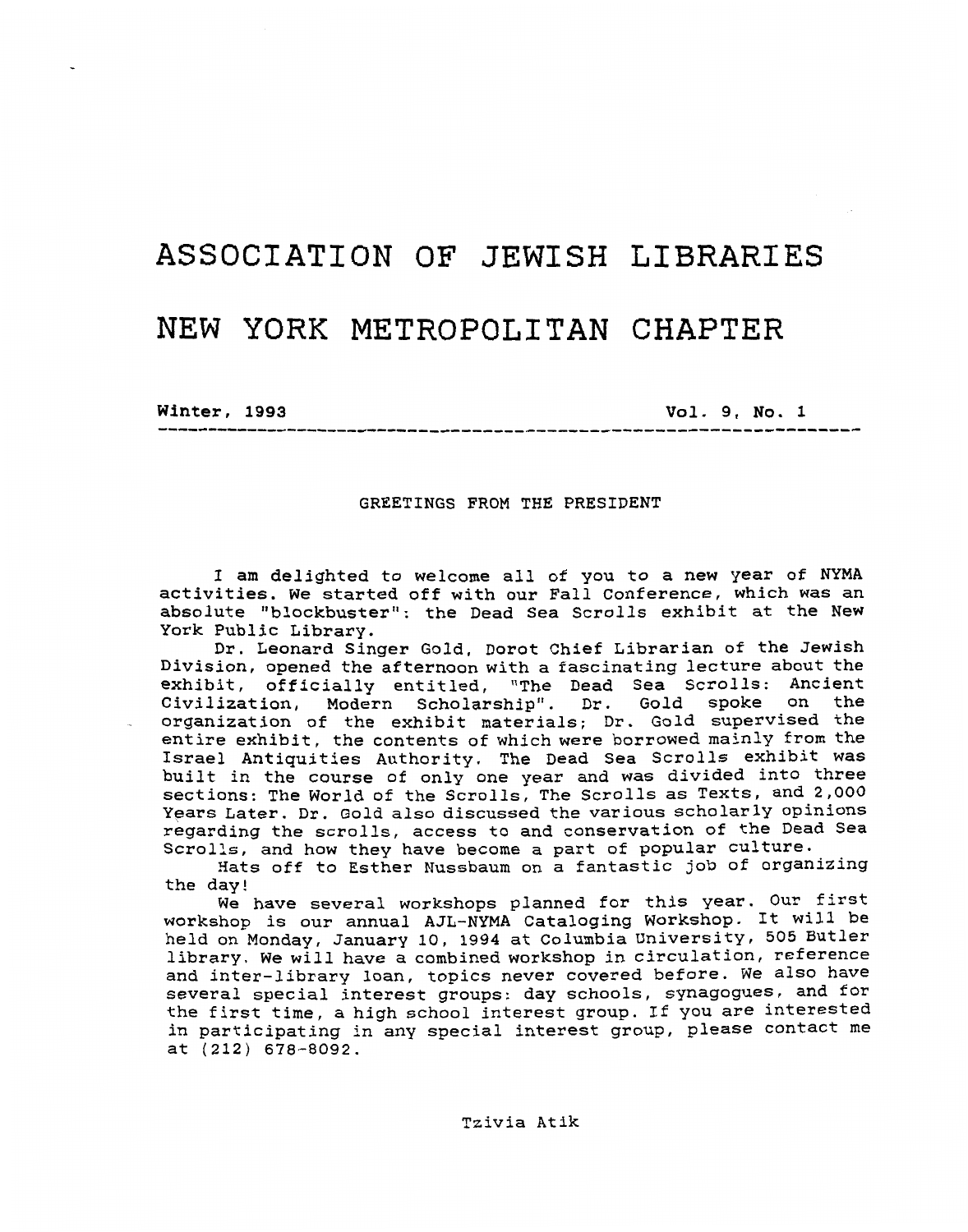# ASSOCIATION OF JEWISH LIBRARIES

# NEW YORK METROPOLITAN CHAPTER

**Winter, 1993** **Vol. 9, No. 1**

## GREETINGS FROM THE PRESIDENT

I am delighted to welcome all of you to a new year of NYMA activities. We started off with our Fall Conference, which was an absolute "blockbuster": the Dead Sea Scrolls exhibit at the New York Public Library.

Dr. Leonard Singer Gold, Dorot Chief Librarian of the Jewish Division, opened the afternoon with a fascinating lecture about the exhibit, officially entitled, "The Dead Sea Scrolls: Ancient Civilization, Modern Scholarship". Dr. Gold spoke on the organization of the exhibit materials; Dr. Gold supervised the entire exhibit, the contents of which were borrowed mainly from the Israel Antiquities Authority. The Dead Sea Scrolls exhibit was built in the course of only one year and was divided into three sections: The World of the Scrolls, The Scrolls as Texts, and 2,000 Years Later. Dr. Gold also discussed the various scholarly opinions regarding the scrolls, access to and conservation of the Dead Sea Scrolls, and how they have become a part of popular culture.

Hats off to Esther Nussbaum on a fantastic job of organizing the day!

We have several workshops planned for this year. Our first workshop is our annual AJL-NYMA Cataloging Workshop. It will be held on Monday, January 10, 1994 at Columbia University, 505 Butler library. We will have a combined workshop in circulation, reference and inter-library loan, topics never covered before. We also have several special interest groups: day schools, synagogues, and for the first time, a high school interest group. If you are interested in participating in any special interest group, please contact me at (212) 678-8092.

Tzivia Atik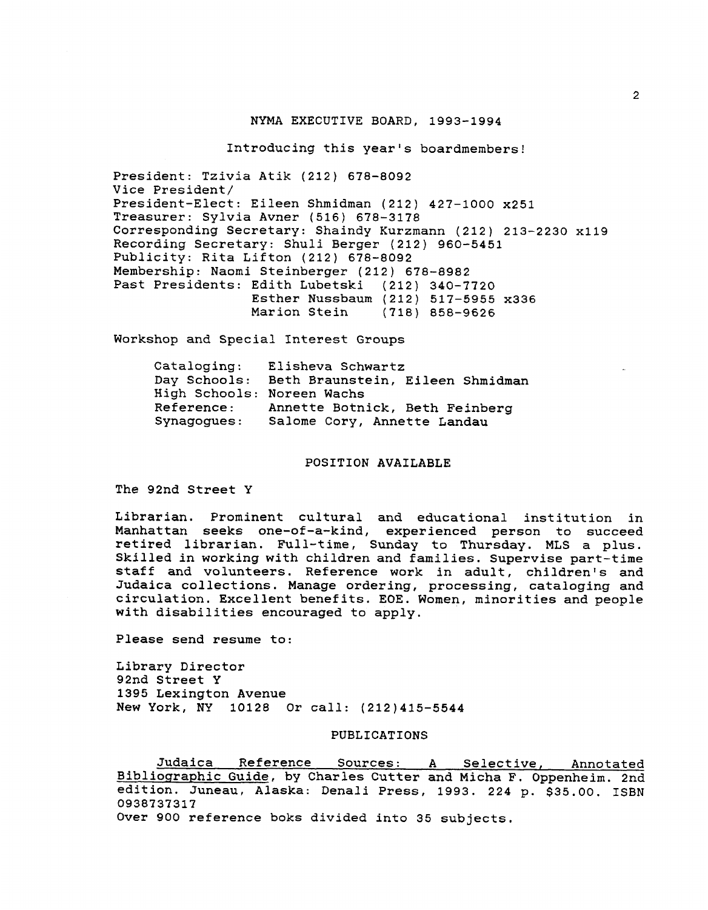## NYMA EXECUTIVE BOARD, 1993-1994

Introducing this year's boardmembers!

President: Tzivia Atik (212) 678-8092
Vice President/
President-Elect: Eileen Shmidman (212) 427-1000 x251
Treasurer: Sylvia Avner (516) 678-3178
Corresponding Secretary: Shaindy Kurzmann (212) 213-2230 x119
Recording Secretary: Shuli Berger (212) 960-5451
Publicity: Rita Lifton (212) 678-8092
Membership: Naomi Steinberger (212) 678-8982
Past Presidents: Edith Lubetski (212) 340-7720
Esther Nussbaum (212) 517-5955 x336
Marion Stein (718) 858-9626

Workshop and Special Interest Groups

- Cataloging: Elisheva Schwartz
- Day Schools: Beth Braunstein, Eileen Shmidman
- High Schools: Noreen Wachs
- Reference: Annette Botnick, Beth Feinberg
- Synagogues: Salome Cory, Annette Landau

## POSITION AVAILABLE

The 92nd Street Y

Librarian. Prominent cultural and educational institution in Manhattan seeks one-of-a-kind, experienced person to succeed retired librarian. Full-time, Sunday to Thursday. MLS a plus. Skilled in working with children and families. Supervise part-time staff and volunteers. Reference work in adult, children's and Judaica collections. Manage ordering, processing, cataloging and circulation. Excellent benefits. EOE. Women, minorities and people with disabilities encouraged to apply.

Please send resume to:

Library Director
92nd Street Y
1395 Lexington Avenue
New York, NY 10128 Or call: (212)415-5544

## PUBLICATIONS

Judaica Reference Sources: A Selective, Annotated Bibliographic Guide, by Charles Cutter and Micha F. Oppenheim. 2nd edition. Juneau, Alaska: Denali Press, 1993. 224 p. $35.00. ISBN 0938737317
Over 900 reference boks divided into 35 subjects.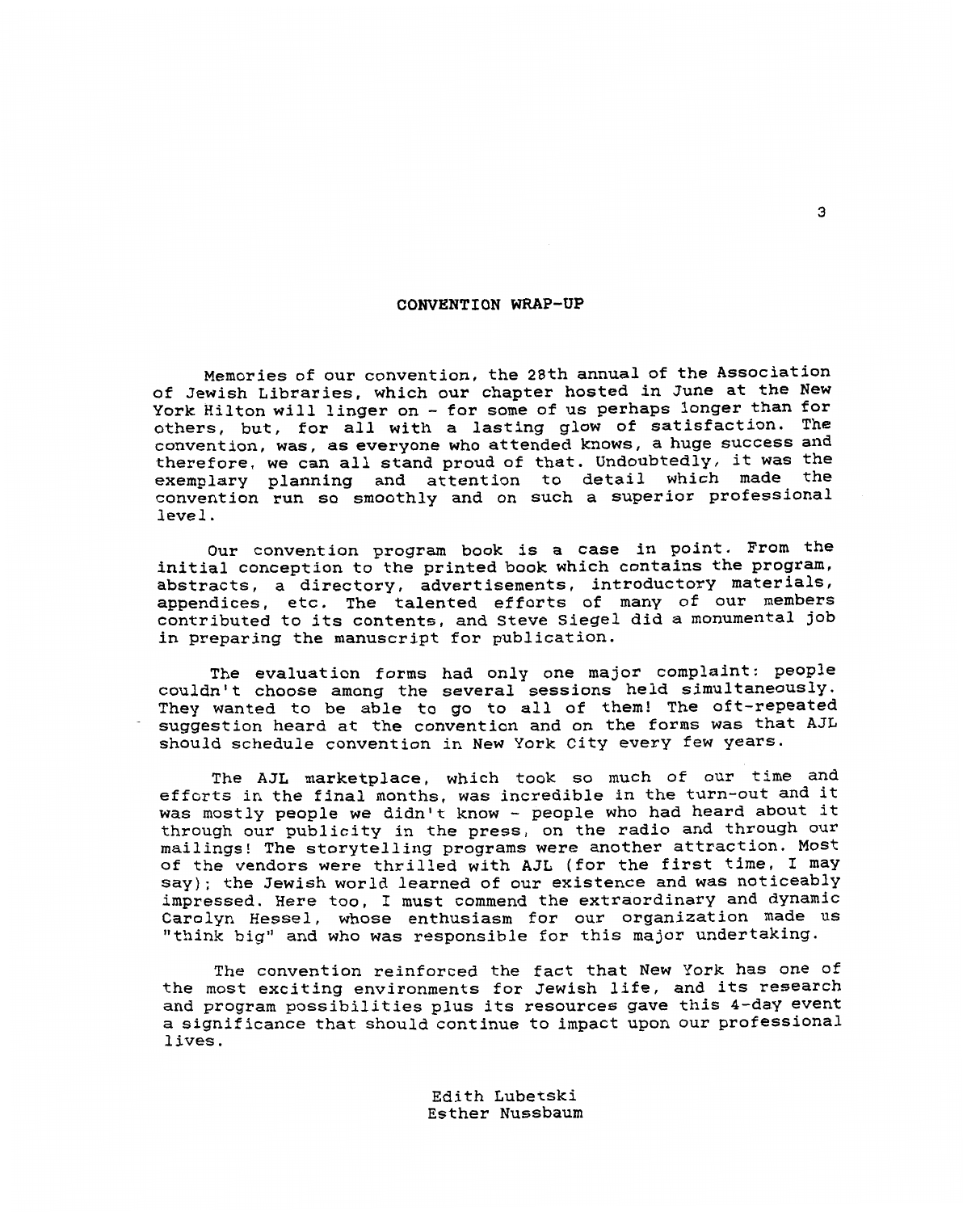## CONVENTION WRAP-UP

Memories of our convention, the 28th annual of the Association of Jewish Libraries, which our chapter hosted in June at the New York Hilton will linger on - for some of us perhaps longer than for others, but, for all with a lasting glow of satisfaction. The convention, was, as everyone who attended knows, a huge success and therefore, we can all stand proud of that. Undoubtedly, it was the exemplary planning and attention to detail which made the convention run so smoothly and on such a superior professional level.

Our convention program book is a case in point. From the initial conception to the printed book which contains the program, abstracts, a directory, advertisements, introductory materials, appendices, etc. The talented efforts of many of our members contributed to its contents, and Steve Siegel did a monumental job in preparing the manuscript for publication.

The evaluation forms had only one major complaint: people couldn't choose among the several sessions held simultaneously. They wanted to be able to go to all of them! The oft-repeated suggestion heard at the convention and on the forms was that AJL should schedule convention in New York City every few years.

The AJL marketplace, which took so much of our time and efforts in the final months, was incredible in the turn-out and it was mostly people we didn't know - people who had heard about it through our publicity in the press, on the radio and through our mailings! The storytelling programs were another attraction. Most of the vendors were thrilled with AJL (for the first time, I may say); the Jewish world learned of our existence and was noticeably impressed. Here too, I must commend the extraordinary and dynamic Carolyn Hessel, whose enthusiasm for our organization made us "think big" and who was responsible for this major undertaking.

The convention reinforced the fact that New York has one of the most exciting environments for Jewish life, and its research and program possibilities plus its resources gave this 4-day event a significance that should continue to impact upon our professional lives.

Edith Lubetski
Esther Nussbaum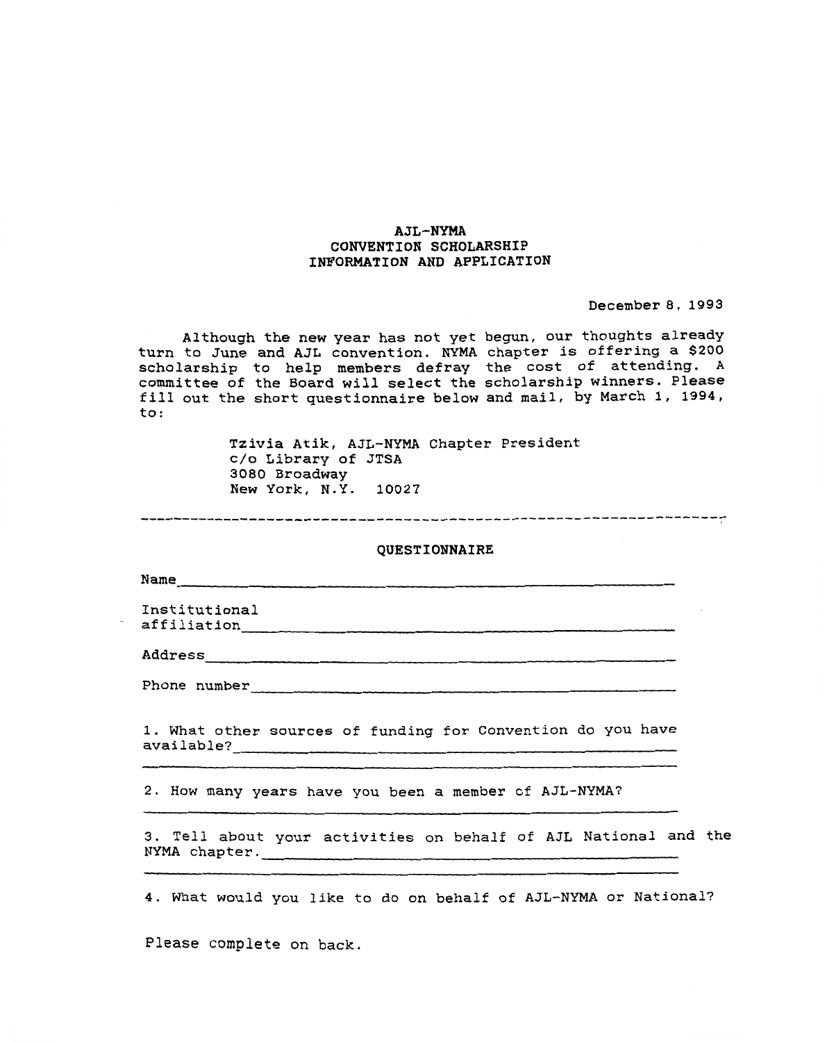# AJL-NYMA
## CONVENTION SCHOLARSHIP
## INFORMATION AND APPLICATION

December 8, 1993

Although the new year has not yet begun, our thoughts already turn to June and AJL convention. NYMA chapter is offering a $200 scholarship to help members defray the cost of attending. A committee of the Board will select the scholarship winners. Please fill out the short questionnaire below and mail, by March 1, 1994, to:

Tzivia Atik, AJL-NYMA Chapter President
c/o Library of JTSA
3080 Broadway
New York, N.Y. 10027

---

## QUESTIONNAIRE

Name\_\_\_\_\_\_\_\_\_\_\_\_\_\_\_\_\_\_\_\_\_\_\_\_\_\_\_\_\_\_\_\_\_\_\_\_\_\_\_\_

Institutional affiliation\_\_\_\_\_\_\_\_\_\_\_\_\_\_\_\_\_\_\_\_\_\_\_\_\_\_\_\_\_\_\_\_\_\_\_\_\_\_\_\_

Address\_\_\_\_\_\_\_\_\_\_\_\_\_\_\_\_\_\_\_\_\_\_\_\_\_\_\_\_\_\_\_\_\_\_\_\_\_\_\_\_

Phone number\_\_\_\_\_\_\_\_\_\_\_\_\_\_\_\_\_\_\_\_\_\_\_\_\_\_\_\_\_\_\_\_\_\_\_\_\_\_\_\_

1. What other sources of funding for Convention do you have available?\_\_\_\_\_\_\_\_\_\_\_\_\_\_\_\_\_\_\_\_\_\_\_\_\_\_\_\_\_\_\_\_\_\_\_\_\_\_\_\_

2. How many years have you been a member of AJL-NYMA?
\_\_\_\_\_\_\_\_\_\_\_\_\_\_\_\_\_\_\_\_\_\_\_\_\_\_\_\_\_\_\_\_\_\_\_\_\_\_\_\_

3. Tell about your activities on behalf of AJL National and the NYMA chapter.\_\_\_\_\_\_\_\_\_\_\_\_\_\_\_\_\_\_\_\_\_\_\_\_\_\_\_\_\_\_\_\_\_\_\_\_\_\_\_\_

4. What would you like to do on behalf of AJL-NYMA or National?

Please complete on back.